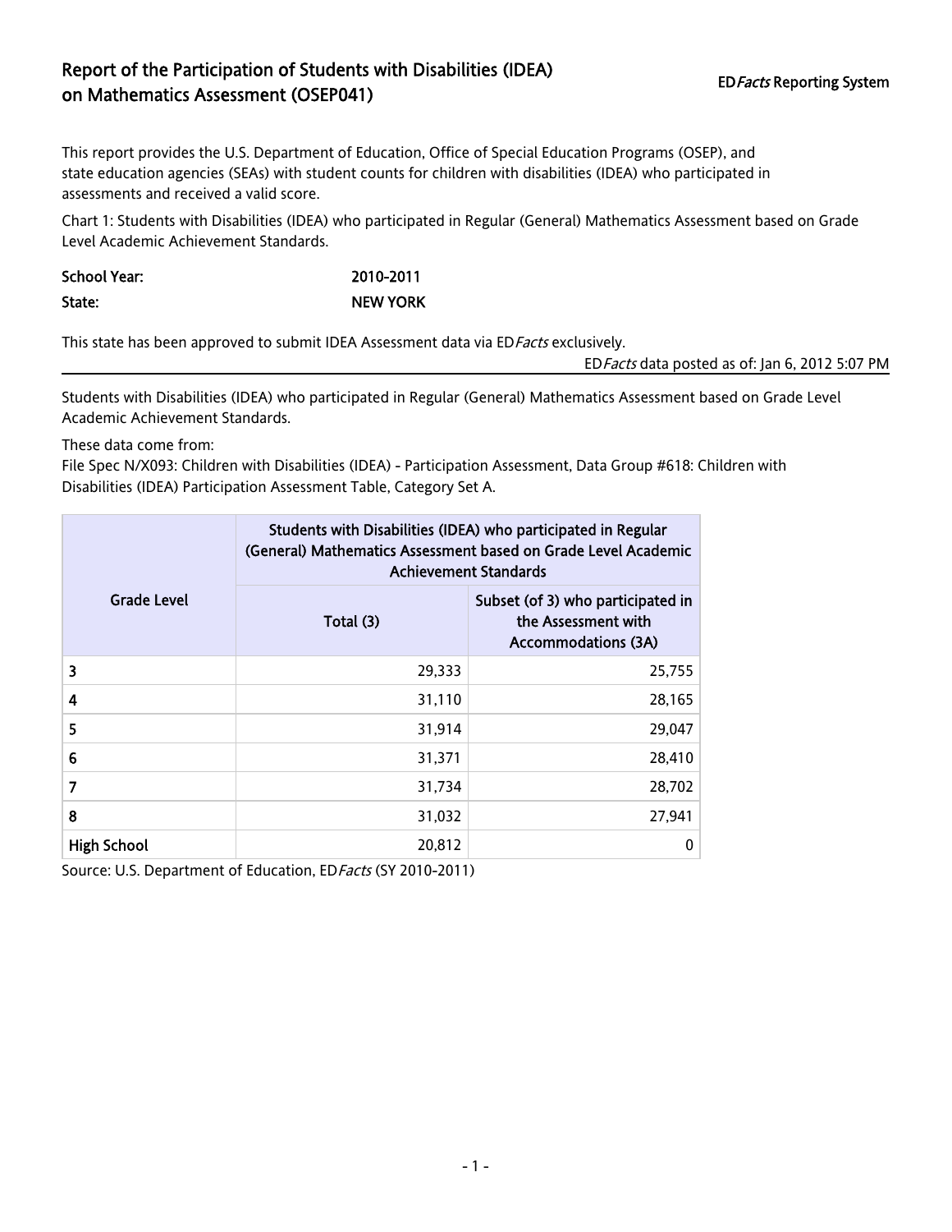# Report of the Participation of Students with Disabilities (IDEA) on Mathematics Assessment (OSEP041)

ED*Facts* Reporting System

This report provides the U.S. Department of Education, Office of Special Education Programs (OSEP), and state education agencies (SEAs) with student counts for children with disabilities (IDEA) who participated in assessments and received a valid score.

Chart 1: Students with Disabilities (IDEA) who participated in Regular (General) Mathematics Assessment based on Grade Level Academic Achievement Standards.

**School Year:** 2010-2011

**State:** NEW YORK

This state has been approved to submit IDEA Assessment data via ED*Facts* exclusively.

ED*Facts* data posted as of: Jan 6, 2012 5:07 PM

---

Students with Disabilities (IDEA) who participated in Regular (General) Mathematics Assessment based on Grade Level Academic Achievement Standards.

These data come from:
File Spec N/X093: Children with Disabilities (IDEA) - Participation Assessment, Data Group #618: Children with Disabilities (IDEA) Participation Assessment Table, Category Set A.

| Grade Level | Students with Disabilities (IDEA) who participated in Regular (General) Mathematics Assessment based on Grade Level Academic Achievement Standards | |
|---|---|---|
| | Total (3) | Subset (of 3) who participated in the Assessment with Accommodations (3A) |
| 3 | 29,333 | 25,755 |
| 4 | 31,110 | 28,165 |
| 5 | 31,914 | 29,047 |
| 6 | 31,371 | 28,410 |
| 7 | 31,734 | 28,702 |
| 8 | 31,032 | 27,941 |
| High School | 20,812 | 0 |

Source: U.S. Department of Education, ED*Facts* (SY 2010-2011)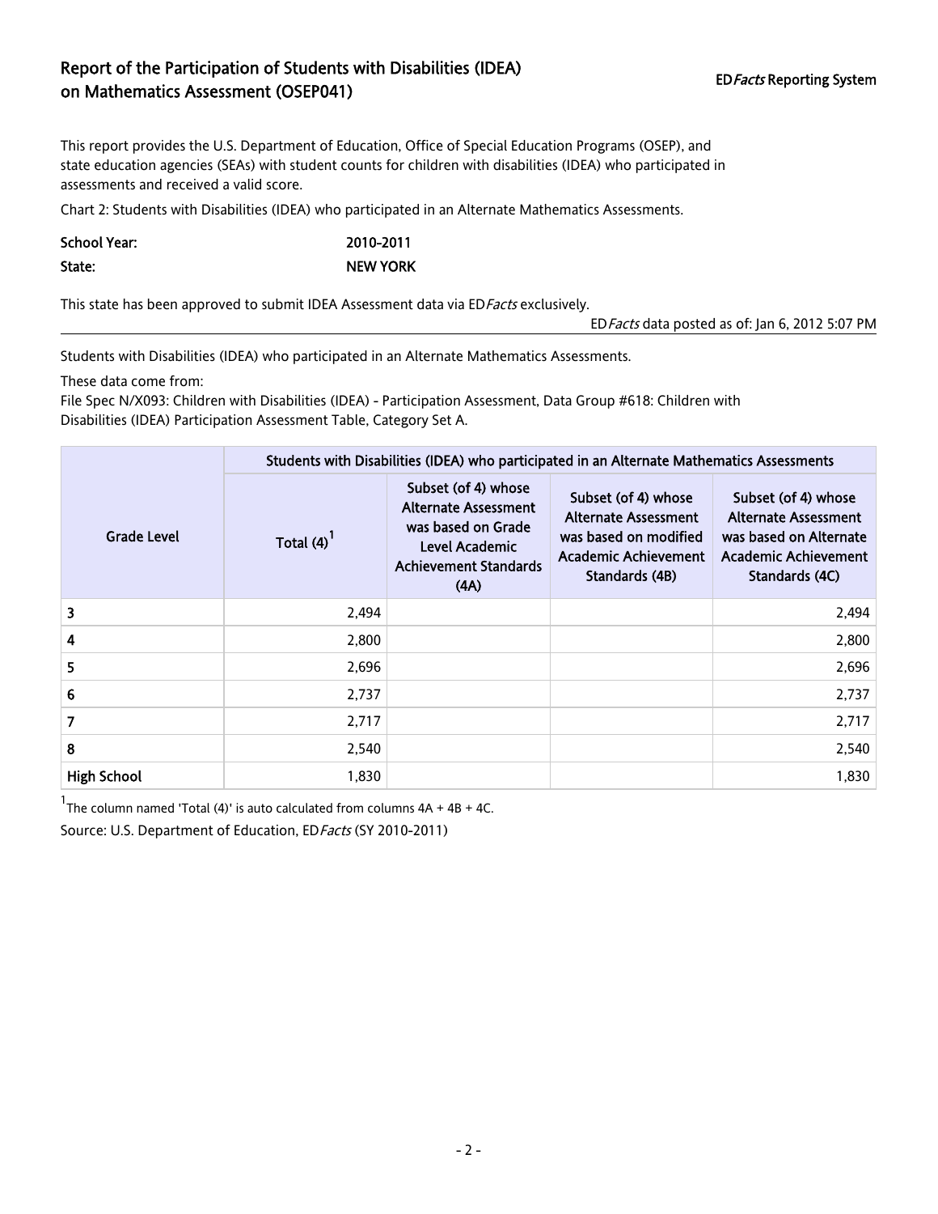# Report of the Participation of Students with Disabilities (IDEA) on Mathematics Assessment (OSEP041)

ED*Facts* Reporting System

This report provides the U.S. Department of Education, Office of Special Education Programs (OSEP), and state education agencies (SEAs) with student counts for children with disabilities (IDEA) who participated in assessments and received a valid score.

Chart 2: Students with Disabilities (IDEA) who participated in an Alternate Mathematics Assessments.

**School Year:** 2010-2011

**State:** NEW YORK

This state has been approved to submit IDEA Assessment data via ED*Facts* exclusively.

ED*Facts* data posted as of: Jan 6, 2012 5:07 PM

---

Students with Disabilities (IDEA) who participated in an Alternate Mathematics Assessments.

These data come from:

File Spec N/X093: Children with Disabilities (IDEA) - Participation Assessment, Data Group #618: Children with Disabilities (IDEA) Participation Assessment Table, Category Set A.

| Grade Level | Students with Disabilities (IDEA) who participated in an Alternate Mathematics Assessments | | | |
|---|---|---|---|---|
| | Total (4)[1] | Subset (of 4) whose Alternate Assessment was based on Grade Level Academic Achievement Standards (4A) | Subset (of 4) whose Alternate Assessment was based on modified Academic Achievement Standards (4B) | Subset (of 4) whose Alternate Assessment was based on Alternate Academic Achievement Standards (4C) |
| 3 | 2,494 | | | 2,494 |
| 4 | 2,800 | | | 2,800 |
| 5 | 2,696 | | | 2,696 |
| 6 | 2,737 | | | 2,737 |
| 7 | 2,717 | | | 2,717 |
| 8 | 2,540 | | | 2,540 |
| High School | 1,830 | | | 1,830 |

[1] The column named 'Total (4)' is auto calculated from columns 4A + 4B + 4C.

Source: U.S. Department of Education, ED*Facts* (SY 2010-2011)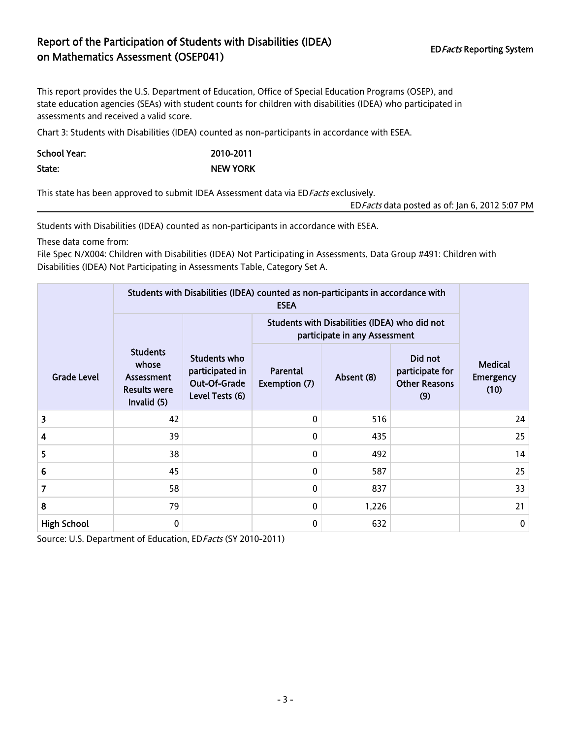# Report of the Participation of Students with Disabilities (IDEA) on Mathematics Assessment (OSEP041)

ED*Facts* Reporting System

This report provides the U.S. Department of Education, Office of Special Education Programs (OSEP), and state education agencies (SEAs) with student counts for children with disabilities (IDEA) who participated in assessments and received a valid score.

Chart 3: Students with Disabilities (IDEA) counted as non-participants in accordance with ESEA.

**School Year:** 2010-2011

**State:** NEW YORK

This state has been approved to submit IDEA Assessment data via ED*Facts* exclusively.

ED*Facts* data posted as of: Jan 6, 2012 5:07 PM

---

Students with Disabilities (IDEA) counted as non-participants in accordance with ESEA.

These data come from:

File Spec N/X004: Children with Disabilities (IDEA) Not Participating in Assessments, Data Group #491: Children with Disabilities (IDEA) Not Participating in Assessments Table, Category Set A.

| Grade Level | Students with Disabilities (IDEA) counted as non-participants in accordance with ESEA | | | | | Medical Emergency (10) |
|---|---|---|---|---|---|---|
| | | | Students with Disabilities (IDEA) who did not participate in any Assessment | | | |
| | Students whose Assessment Results were Invalid (5) | Students who participated in Out-Of-Grade Level Tests (6) | Parental Exemption (7) | Absent (8) | Did not participate for Other Reasons (9) | |
| 3 | 42 | | 0 | 516 | | 24 |
| 4 | 39 | | 0 | 435 | | 25 |
| 5 | 38 | | 0 | 492 | | 14 |
| 6 | 45 | | 0 | 587 | | 25 |
| 7 | 58 | | 0 | 837 | | 33 |
| 8 | 79 | | 0 | 1,226 | | 21 |
| High School | 0 | | 0 | 632 | | 0 |

Source: U.S. Department of Education, ED*Facts* (SY 2010-2011)